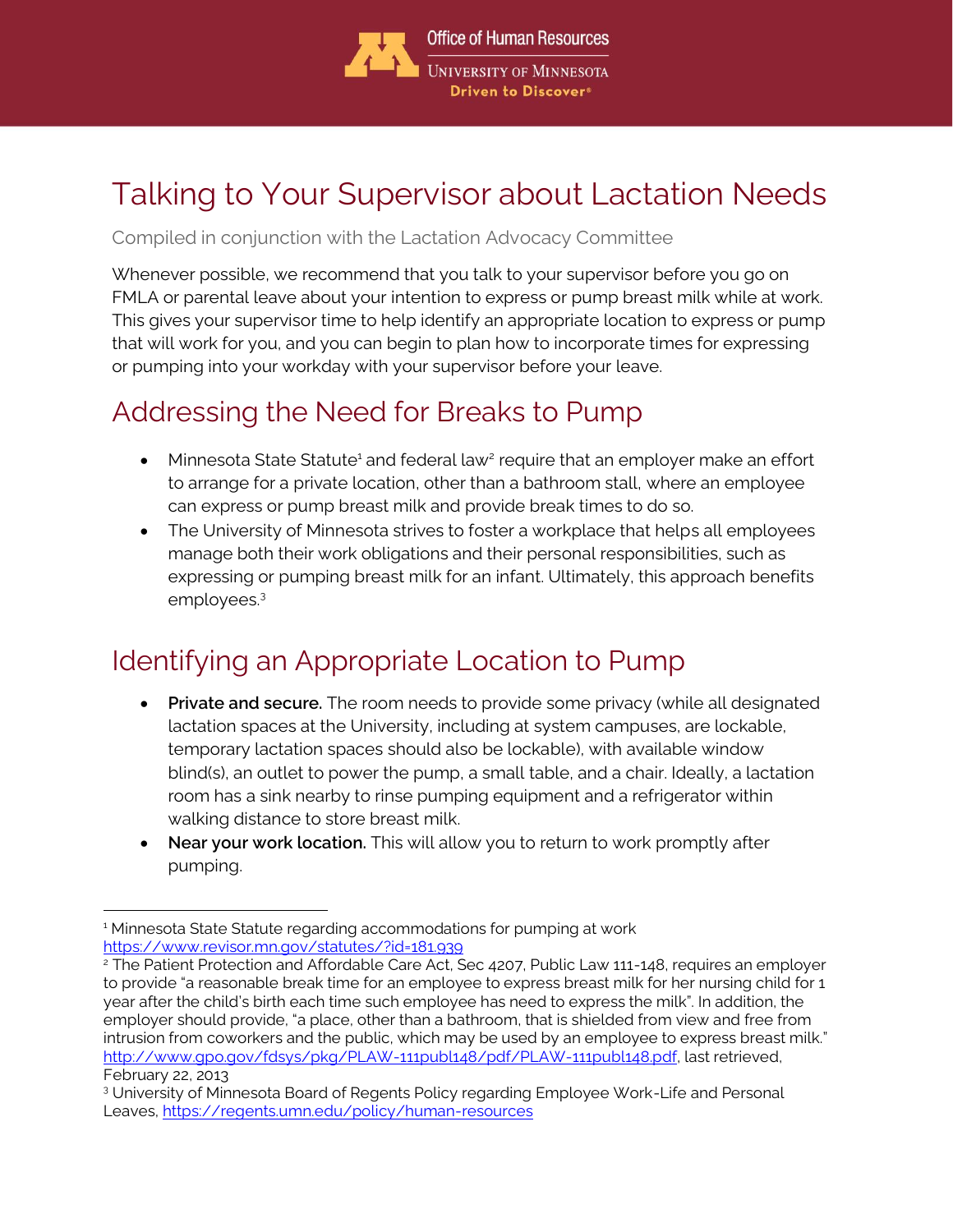# Talking to Your Supervisor about Lactation Needs

Compiled in conjunction with the Lactation Advocacy Committee

Whenever possible, we recommend that you talk to your supervisor before you go on FMLA or parental leave about your intention to express or pump breast milk while at work. This gives your supervisor time to help identify an appropriate location to express or pump that will work for you, and you can begin to plan how to incorporate times for expressing or pumping into your workday with your supervisor before your leave.

## Addressing the Need for Breaks to Pump

- Minnesota State Statute[1] and federal law[2] require that an employer make an effort to arrange for a private location, other than a bathroom stall, where an employee can express or pump breast milk and provide break times to do so.
- The University of Minnesota strives to foster a workplace that helps all employees manage both their work obligations and their personal responsibilities, such as expressing or pumping breast milk for an infant. Ultimately, this approach benefits employees.[3]

## Identifying an Appropriate Location to Pump

- **Private and secure.** The room needs to provide some privacy (while all designated lactation spaces at the University, including at system campuses, are lockable, temporary lactation spaces should also be lockable), with available window blind(s), an outlet to power the pump, a small table, and a chair. Ideally, a lactation room has a sink nearby to rinse pumping equipment and a refrigerator within walking distance to store breast milk.
- **Near your work location.** This will allow you to return to work promptly after pumping.

---

[1] Minnesota State Statute regarding accommodations for pumping at work https://www.revisor.mn.gov/statutes/?id=181.939

[2] The Patient Protection and Affordable Care Act, Sec 4207, Public Law 111-148, requires an employer to provide "a reasonable break time for an employee to express breast milk for her nursing child for 1 year after the child's birth each time such employee has need to express the milk". In addition, the employer should provide, "a place, other than a bathroom, that is shielded from view and free from intrusion from coworkers and the public, which may be used by an employee to express breast milk." http://www.gpo.gov/fdsys/pkg/PLAW-111publ148/pdf/PLAW-111publ148.pdf, last retrieved, February 22, 2013

[3] University of Minnesota Board of Regents Policy regarding Employee Work-Life and Personal Leaves, https://regents.umn.edu/policy/human-resources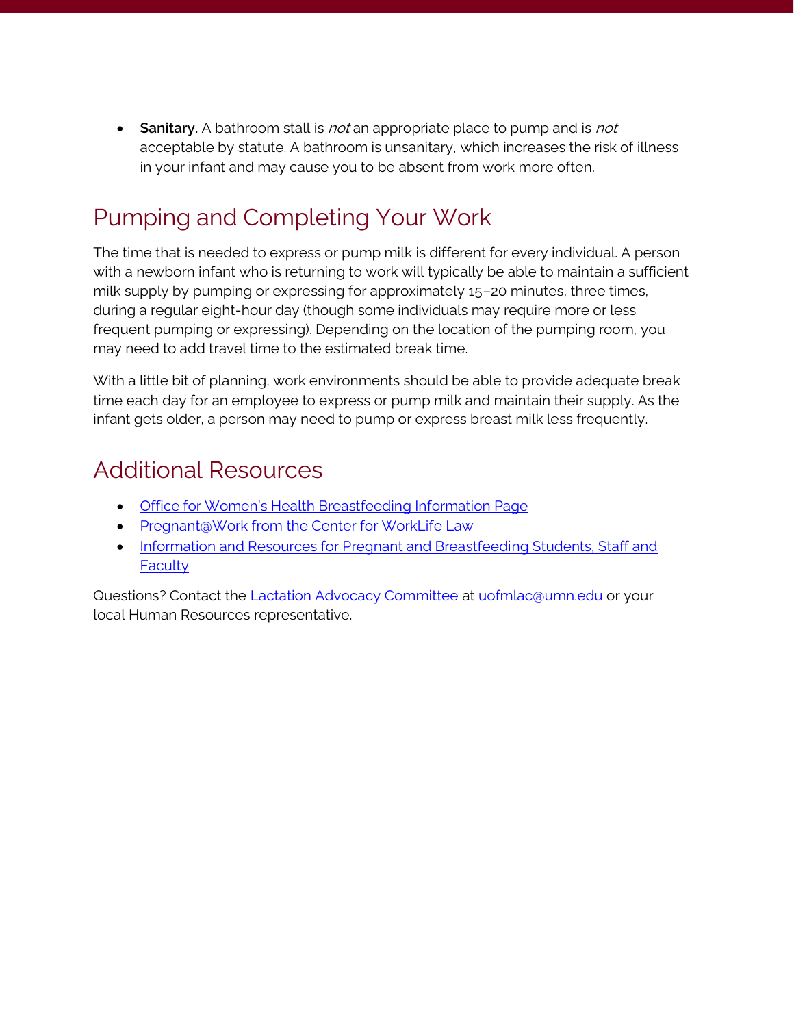- **Sanitary.** A bathroom stall is *not* an appropriate place to pump and is *not* acceptable by statute. A bathroom is unsanitary, which increases the risk of illness in your infant and may cause you to be absent from work more often.

## Pumping and Completing Your Work

The time that is needed to express or pump milk is different for every individual. A person with a newborn infant who is returning to work will typically be able to maintain a sufficient milk supply by pumping or expressing for approximately 15–20 minutes, three times, during a regular eight-hour day (though some individuals may require more or less frequent pumping or expressing). Depending on the location of the pumping room, you may need to add travel time to the estimated break time.

With a little bit of planning, work environments should be able to provide adequate break time each day for an employee to express or pump milk and maintain their supply. As the infant gets older, a person may need to pump or express breast milk less frequently.

## Additional Resources

- Office for Women's Health Breastfeeding Information Page
- Pregnant@Work from the Center for WorkLife Law
- Information and Resources for Pregnant and Breastfeeding Students, Staff and Faculty

Questions? Contact the Lactation Advocacy Committee at uofmlac@umn.edu or your local Human Resources representative.